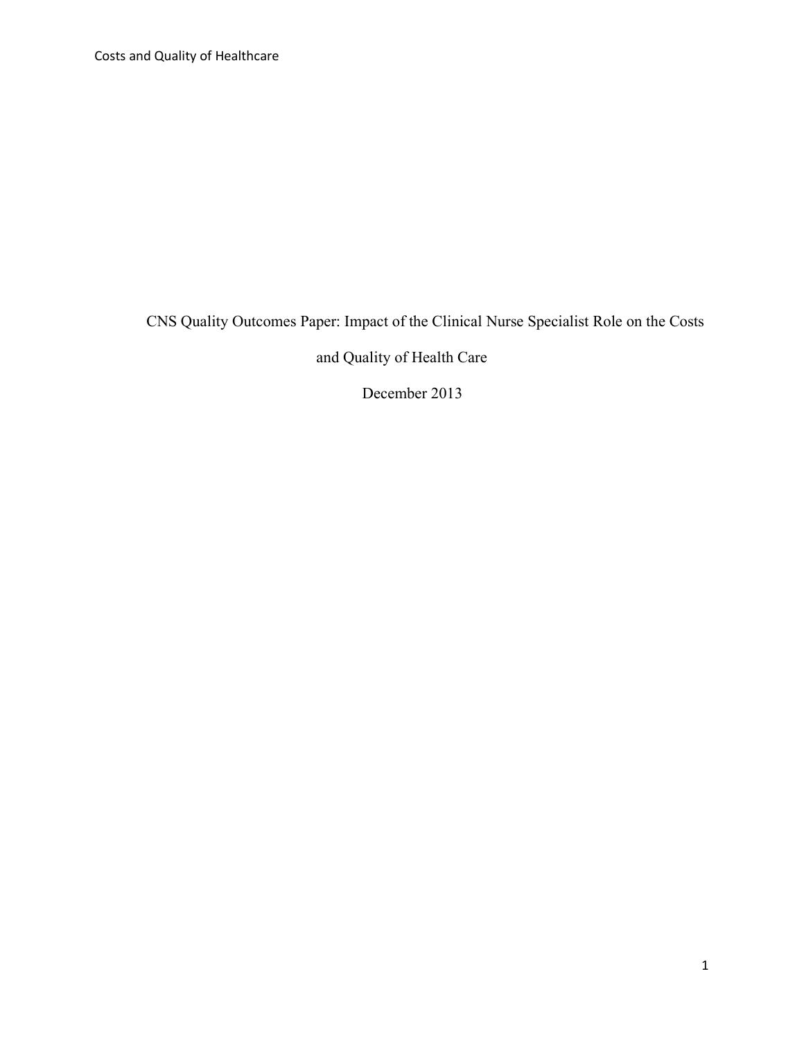# CNS Quality Outcomes Paper: Impact of the Clinical Nurse Specialist Role on the Costs and Quality of Health Care

December 2013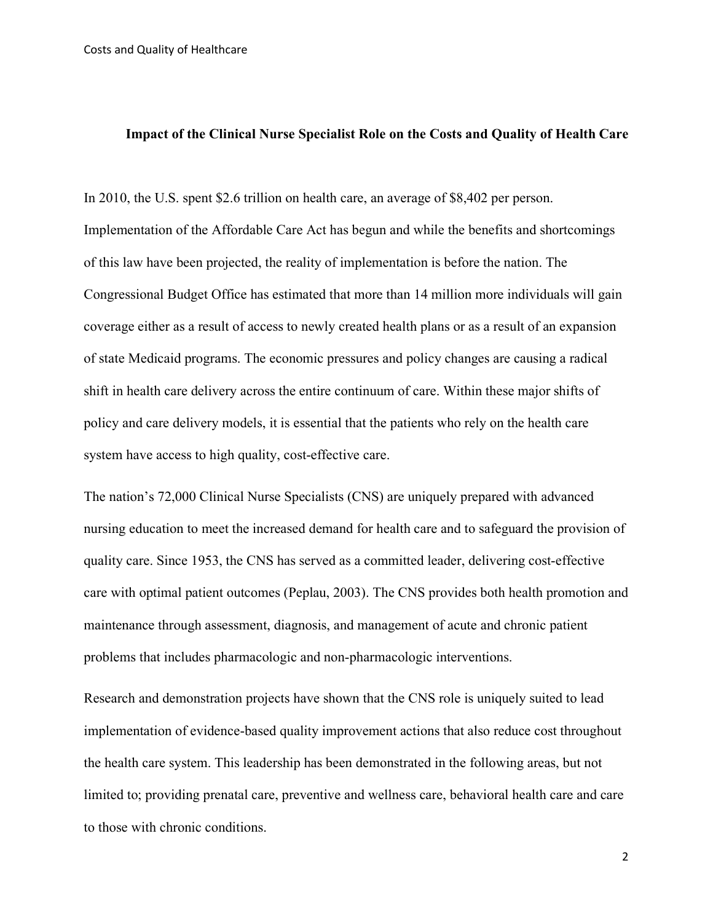**Impact of the Clinical Nurse Specialist Role on the Costs and Quality of Health Care**

In 2010, the U.S. spent $2.6 trillion on health care, an average of $8,402 per person. Implementation of the Affordable Care Act has begun and while the benefits and shortcomings of this law have been projected, the reality of implementation is before the nation. The Congressional Budget Office has estimated that more than 14 million more individuals will gain coverage either as a result of access to newly created health plans or as a result of an expansion of state Medicaid programs. The economic pressures and policy changes are causing a radical shift in health care delivery across the entire continuum of care. Within these major shifts of policy and care delivery models, it is essential that the patients who rely on the health care system have access to high quality, cost-effective care.

The nation's 72,000 Clinical Nurse Specialists (CNS) are uniquely prepared with advanced nursing education to meet the increased demand for health care and to safeguard the provision of quality care. Since 1953, the CNS has served as a committed leader, delivering cost-effective care with optimal patient outcomes (Peplau, 2003). The CNS provides both health promotion and maintenance through assessment, diagnosis, and management of acute and chronic patient problems that includes pharmacologic and non-pharmacologic interventions.

Research and demonstration projects have shown that the CNS role is uniquely suited to lead implementation of evidence-based quality improvement actions that also reduce cost throughout the health care system. This leadership has been demonstrated in the following areas, but not limited to; providing prenatal care, preventive and wellness care, behavioral health care and care to those with chronic conditions.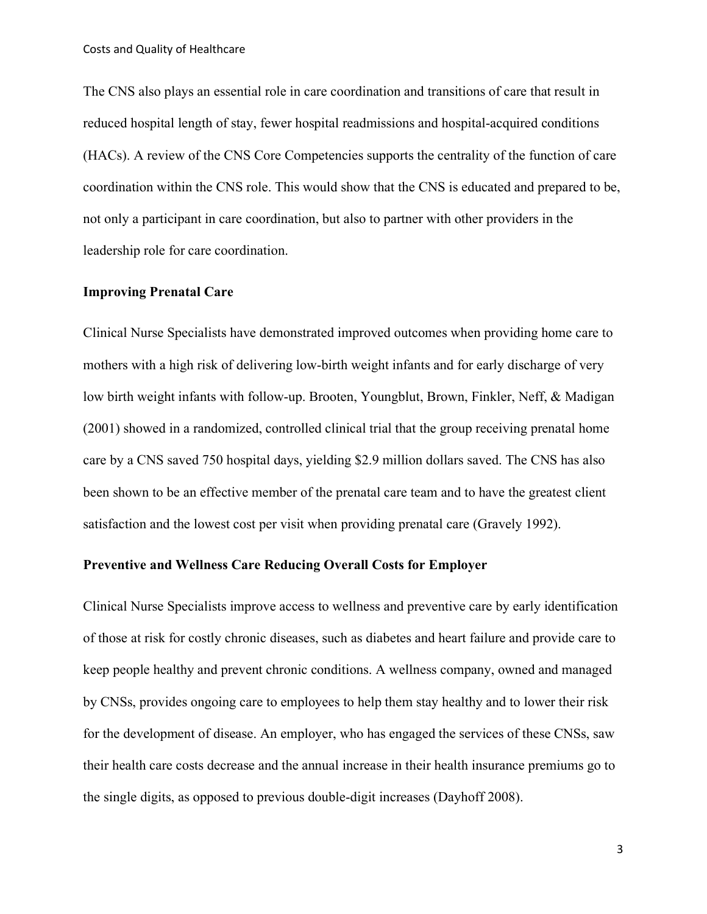The CNS also plays an essential role in care coordination and transitions of care that result in reduced hospital length of stay, fewer hospital readmissions and hospital-acquired conditions (HACs). A review of the CNS Core Competencies supports the centrality of the function of care coordination within the CNS role. This would show that the CNS is educated and prepared to be, not only a participant in care coordination, but also to partner with other providers in the leadership role for care coordination.

**Improving Prenatal Care**

Clinical Nurse Specialists have demonstrated improved outcomes when providing home care to mothers with a high risk of delivering low-birth weight infants and for early discharge of very low birth weight infants with follow-up. Brooten, Youngblut, Brown, Finkler, Neff, & Madigan (2001) showed in a randomized, controlled clinical trial that the group receiving prenatal home care by a CNS saved 750 hospital days, yielding $2.9 million dollars saved. The CNS has also been shown to be an effective member of the prenatal care team and to have the greatest client satisfaction and the lowest cost per visit when providing prenatal care (Gravely 1992).

**Preventive and Wellness Care Reducing Overall Costs for Employer**

Clinical Nurse Specialists improve access to wellness and preventive care by early identification of those at risk for costly chronic diseases, such as diabetes and heart failure and provide care to keep people healthy and prevent chronic conditions. A wellness company, owned and managed by CNSs, provides ongoing care to employees to help them stay healthy and to lower their risk for the development of disease. An employer, who has engaged the services of these CNSs, saw their health care costs decrease and the annual increase in their health insurance premiums go to the single digits, as opposed to previous double-digit increases (Dayhoff 2008).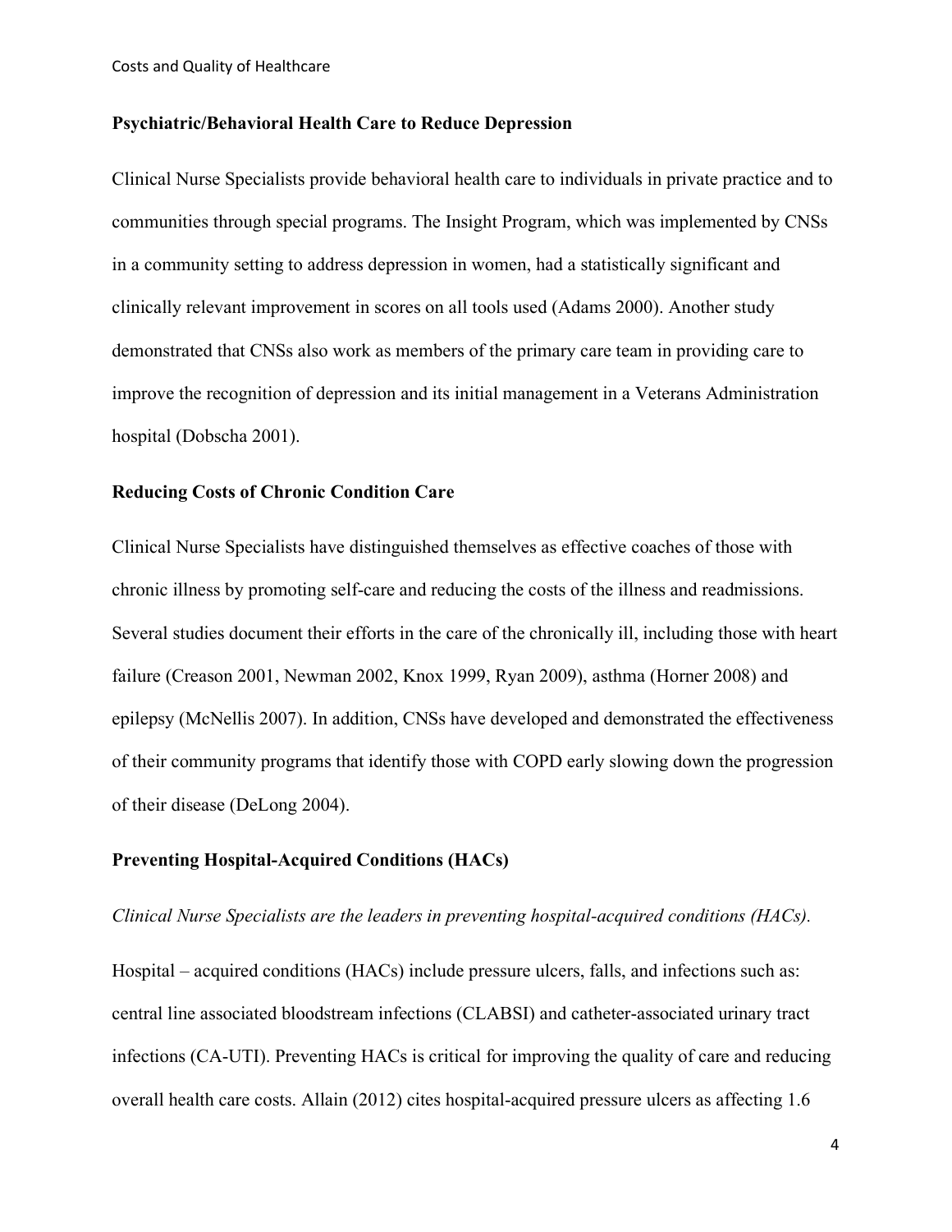**Psychiatric/Behavioral Health Care to Reduce Depression**

Clinical Nurse Specialists provide behavioral health care to individuals in private practice and to communities through special programs. The Insight Program, which was implemented by CNSs in a community setting to address depression in women, had a statistically significant and clinically relevant improvement in scores on all tools used (Adams 2000). Another study demonstrated that CNSs also work as members of the primary care team in providing care to improve the recognition of depression and its initial management in a Veterans Administration hospital (Dobscha 2001).

**Reducing Costs of Chronic Condition Care**

Clinical Nurse Specialists have distinguished themselves as effective coaches of those with chronic illness by promoting self-care and reducing the costs of the illness and readmissions. Several studies document their efforts in the care of the chronically ill, including those with heart failure (Creason 2001, Newman 2002, Knox 1999, Ryan 2009), asthma (Horner 2008) and epilepsy (McNellis 2007). In addition, CNSs have developed and demonstrated the effectiveness of their community programs that identify those with COPD early slowing down the progression of their disease (DeLong 2004).

**Preventing Hospital-Acquired Conditions (HACs)**

*Clinical Nurse Specialists are the leaders in preventing hospital-acquired conditions (HACs).*

Hospital – acquired conditions (HACs) include pressure ulcers, falls, and infections such as: central line associated bloodstream infections (CLABSI) and catheter-associated urinary tract infections (CA-UTI). Preventing HACs is critical for improving the quality of care and reducing overall health care costs. Allain (2012) cites hospital-acquired pressure ulcers as affecting 1.6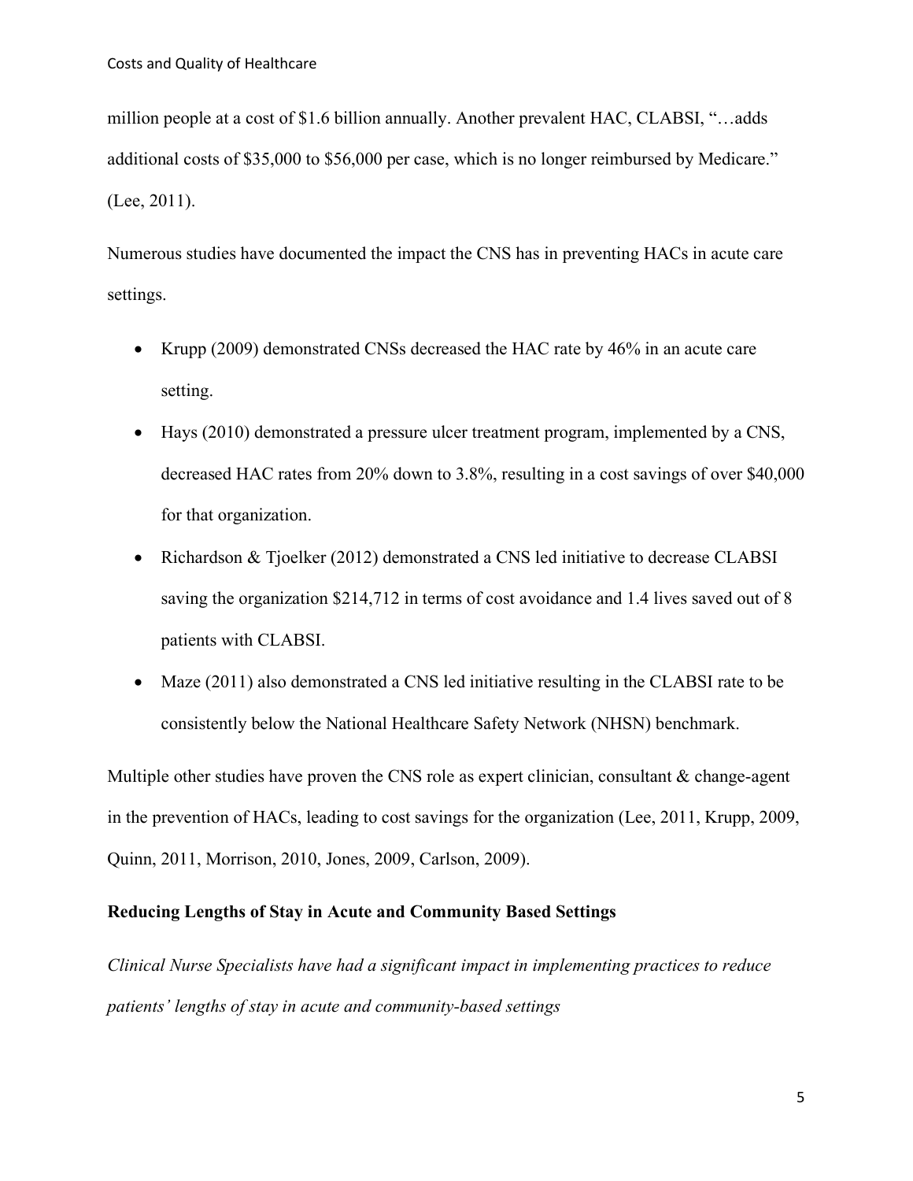million people at a cost of $1.6 billion annually. Another prevalent HAC, CLABSI, "…adds additional costs of $35,000 to $56,000 per case, which is no longer reimbursed by Medicare." (Lee, 2011).

Numerous studies have documented the impact the CNS has in preventing HACs in acute care settings.

- Krupp (2009) demonstrated CNSs decreased the HAC rate by 46% in an acute care setting.
- Hays (2010) demonstrated a pressure ulcer treatment program, implemented by a CNS, decreased HAC rates from 20% down to 3.8%, resulting in a cost savings of over $40,000 for that organization.
- Richardson & Tjoelker (2012) demonstrated a CNS led initiative to decrease CLABSI saving the organization $214,712 in terms of cost avoidance and 1.4 lives saved out of 8 patients with CLABSI.
- Maze (2011) also demonstrated a CNS led initiative resulting in the CLABSI rate to be consistently below the National Healthcare Safety Network (NHSN) benchmark.

Multiple other studies have proven the CNS role as expert clinician, consultant & change-agent in the prevention of HACs, leading to cost savings for the organization (Lee, 2011, Krupp, 2009, Quinn, 2011, Morrison, 2010, Jones, 2009, Carlson, 2009).

**Reducing Lengths of Stay in Acute and Community Based Settings**

*Clinical Nurse Specialists have had a significant impact in implementing practices to reduce patients' lengths of stay in acute and community-based settings*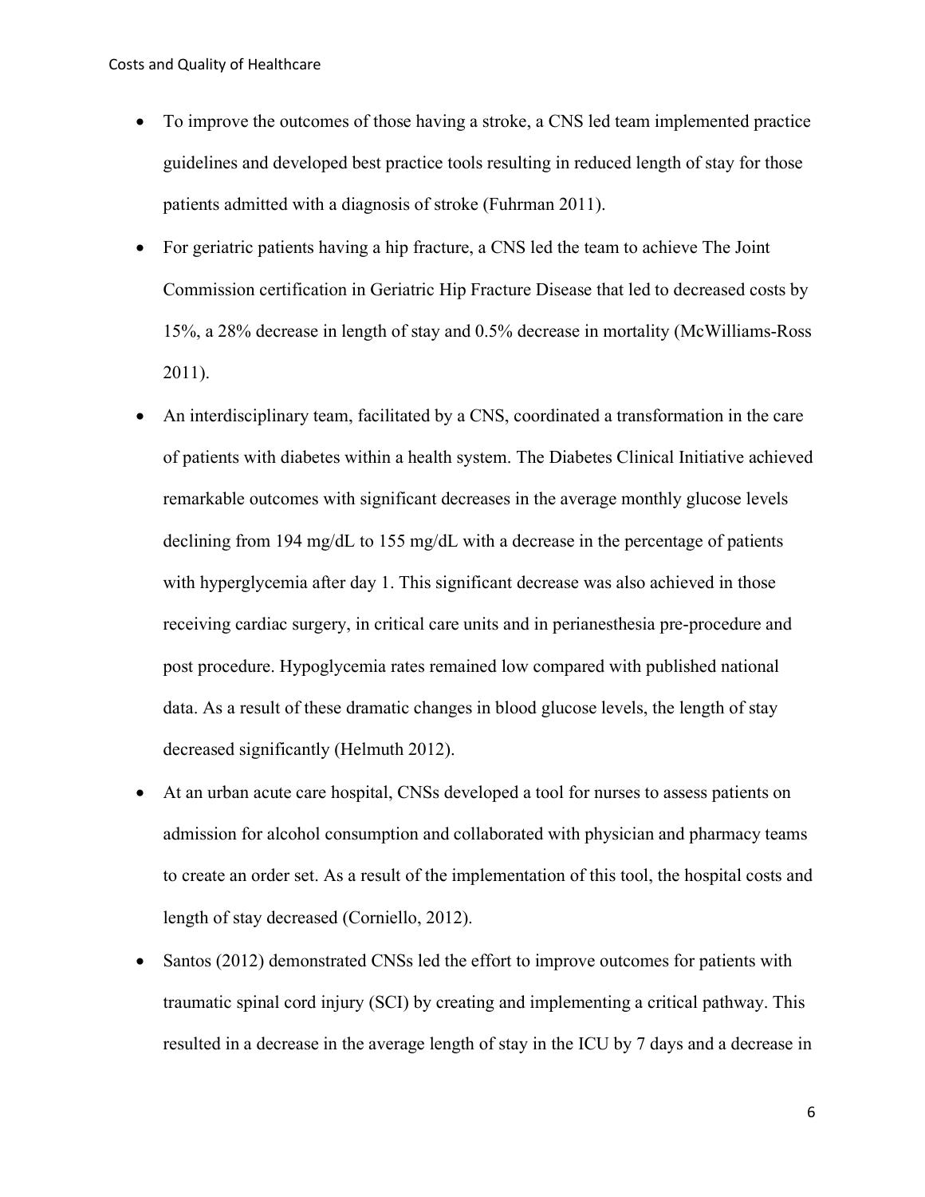- To improve the outcomes of those having a stroke, a CNS led team implemented practice guidelines and developed best practice tools resulting in reduced length of stay for those patients admitted with a diagnosis of stroke (Fuhrman 2011).
- For geriatric patients having a hip fracture, a CNS led the team to achieve The Joint Commission certification in Geriatric Hip Fracture Disease that led to decreased costs by 15%, a 28% decrease in length of stay and 0.5% decrease in mortality (McWilliams-Ross 2011).
- An interdisciplinary team, facilitated by a CNS, coordinated a transformation in the care of patients with diabetes within a health system. The Diabetes Clinical Initiative achieved remarkable outcomes with significant decreases in the average monthly glucose levels declining from 194 mg/dL to 155 mg/dL with a decrease in the percentage of patients with hyperglycemia after day 1. This significant decrease was also achieved in those receiving cardiac surgery, in critical care units and in perianesthesia pre-procedure and post procedure. Hypoglycemia rates remained low compared with published national data. As a result of these dramatic changes in blood glucose levels, the length of stay decreased significantly (Helmuth 2012).
- At an urban acute care hospital, CNSs developed a tool for nurses to assess patients on admission for alcohol consumption and collaborated with physician and pharmacy teams to create an order set. As a result of the implementation of this tool, the hospital costs and length of stay decreased (Corniello, 2012).
- Santos (2012) demonstrated CNSs led the effort to improve outcomes for patients with traumatic spinal cord injury (SCI) by creating and implementing a critical pathway. This resulted in a decrease in the average length of stay in the ICU by 7 days and a decrease in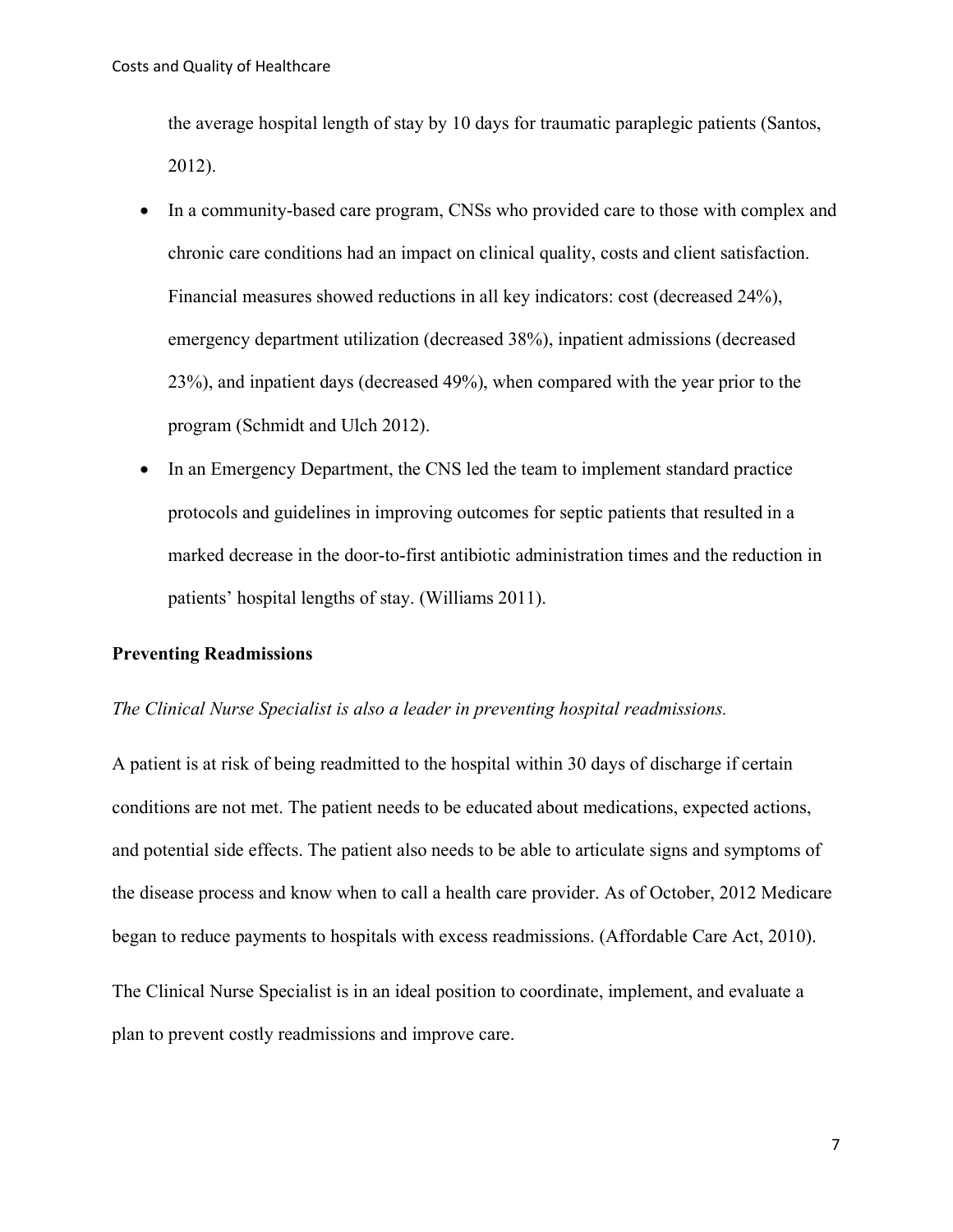the average hospital length of stay by 10 days for traumatic paraplegic patients (Santos, 2012).

- In a community-based care program, CNSs who provided care to those with complex and chronic care conditions had an impact on clinical quality, costs and client satisfaction. Financial measures showed reductions in all key indicators: cost (decreased 24%), emergency department utilization (decreased 38%), inpatient admissions (decreased 23%), and inpatient days (decreased 49%), when compared with the year prior to the program (Schmidt and Ulch 2012).
- In an Emergency Department, the CNS led the team to implement standard practice protocols and guidelines in improving outcomes for septic patients that resulted in a marked decrease in the door-to-first antibiotic administration times and the reduction in patients' hospital lengths of stay. (Williams 2011).

**Preventing Readmissions**

*The Clinical Nurse Specialist is also a leader in preventing hospital readmissions.*

A patient is at risk of being readmitted to the hospital within 30 days of discharge if certain conditions are not met. The patient needs to be educated about medications, expected actions, and potential side effects. The patient also needs to be able to articulate signs and symptoms of the disease process and know when to call a health care provider. As of October, 2012 Medicare began to reduce payments to hospitals with excess readmissions. (Affordable Care Act, 2010).

The Clinical Nurse Specialist is in an ideal position to coordinate, implement, and evaluate a plan to prevent costly readmissions and improve care.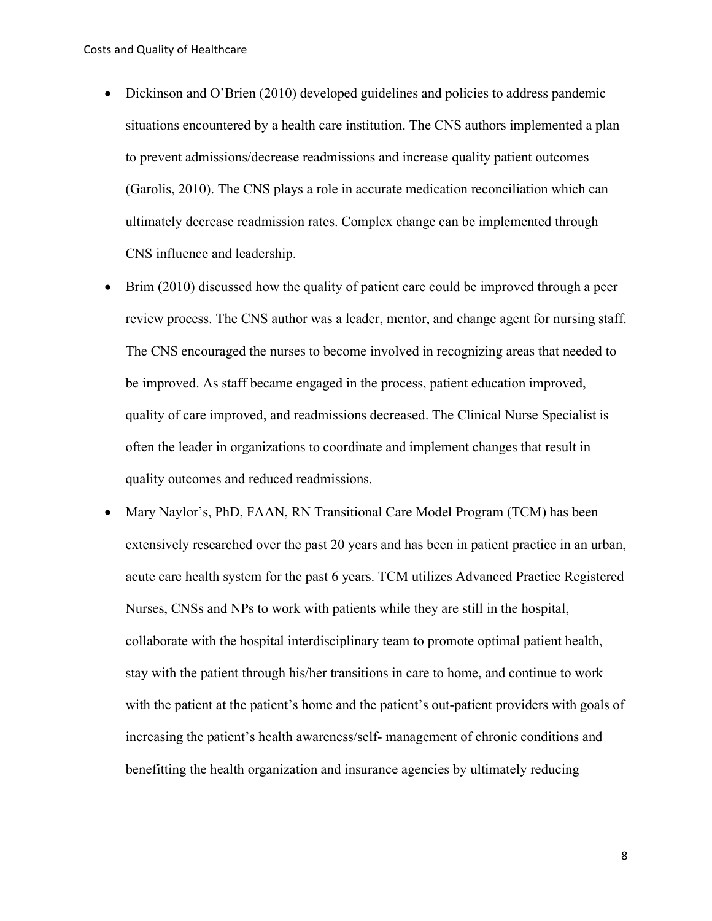- Dickinson and O'Brien (2010) developed guidelines and policies to address pandemic situations encountered by a health care institution. The CNS authors implemented a plan to prevent admissions/decrease readmissions and increase quality patient outcomes (Garolis, 2010). The CNS plays a role in accurate medication reconciliation which can ultimately decrease readmission rates. Complex change can be implemented through CNS influence and leadership.
- Brim (2010) discussed how the quality of patient care could be improved through a peer review process. The CNS author was a leader, mentor, and change agent for nursing staff. The CNS encouraged the nurses to become involved in recognizing areas that needed to be improved. As staff became engaged in the process, patient education improved, quality of care improved, and readmissions decreased. The Clinical Nurse Specialist is often the leader in organizations to coordinate and implement changes that result in quality outcomes and reduced readmissions.
- Mary Naylor's, PhD, FAAN, RN Transitional Care Model Program (TCM) has been extensively researched over the past 20 years and has been in patient practice in an urban, acute care health system for the past 6 years. TCM utilizes Advanced Practice Registered Nurses, CNSs and NPs to work with patients while they are still in the hospital, collaborate with the hospital interdisciplinary team to promote optimal patient health, stay with the patient through his/her transitions in care to home, and continue to work with the patient at the patient's home and the patient's out-patient providers with goals of increasing the patient's health awareness/self- management of chronic conditions and benefitting the health organization and insurance agencies by ultimately reducing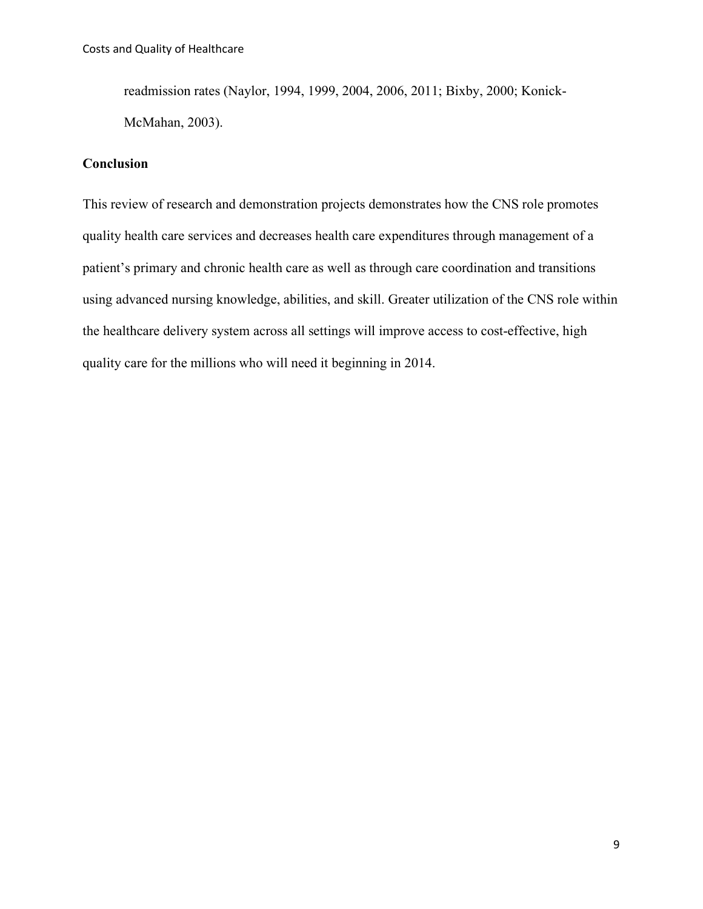readmission rates (Naylor, 1994, 1999, 2004, 2006, 2011; Bixby, 2000; Konick-McMahan, 2003).

## Conclusion

This review of research and demonstration projects demonstrates how the CNS role promotes quality health care services and decreases health care expenditures through management of a patient's primary and chronic health care as well as through care coordination and transitions using advanced nursing knowledge, abilities, and skill. Greater utilization of the CNS role within the healthcare delivery system across all settings will improve access to cost-effective, high quality care for the millions who will need it beginning in 2014.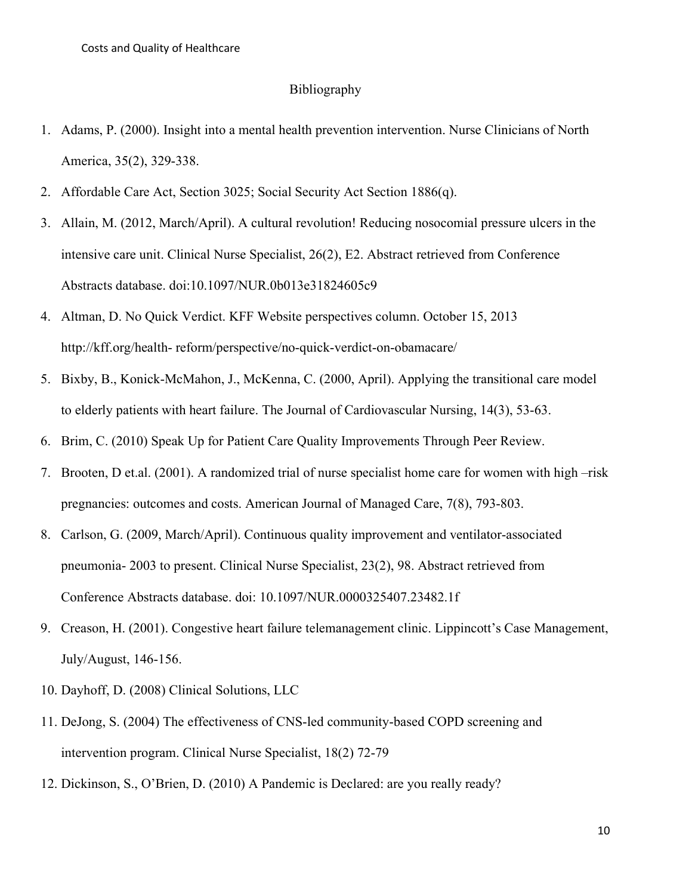## Bibliography

1. Adams, P. (2000). Insight into a mental health prevention intervention. Nurse Clinicians of North America, 35(2), 329-338.
2. Affordable Care Act, Section 3025; Social Security Act Section 1886(q).
3. Allain, M. (2012, March/April). A cultural revolution! Reducing nosocomial pressure ulcers in the intensive care unit. Clinical Nurse Specialist, 26(2), E2. Abstract retrieved from Conference Abstracts database. doi:10.1097/NUR.0b013e31824605c9
4. Altman, D. No Quick Verdict. KFF Website perspectives column. October 15, 2013 http://kff.org/health- reform/perspective/no-quick-verdict-on-obamacare/
5. Bixby, B., Konick-McMahon, J., McKenna, C. (2000, April). Applying the transitional care model to elderly patients with heart failure. The Journal of Cardiovascular Nursing, 14(3), 53-63.
6. Brim, C. (2010) Speak Up for Patient Care Quality Improvements Through Peer Review.
7. Brooten, D et.al. (2001). A randomized trial of nurse specialist home care for women with high –risk pregnancies: outcomes and costs. American Journal of Managed Care, 7(8), 793-803.
8. Carlson, G. (2009, March/April). Continuous quality improvement and ventilator-associated pneumonia- 2003 to present. Clinical Nurse Specialist, 23(2), 98. Abstract retrieved from Conference Abstracts database. doi: 10.1097/NUR.0000325407.23482.1f
9. Creason, H. (2001). Congestive heart failure telemanagement clinic. Lippincott's Case Management, July/August, 146-156.
10. Dayhoff, D. (2008) Clinical Solutions, LLC
11. DeJong, S. (2004) The effectiveness of CNS-led community-based COPD screening and intervention program. Clinical Nurse Specialist, 18(2) 72-79
12. Dickinson, S., O'Brien, D. (2010) A Pandemic is Declared: are you really ready?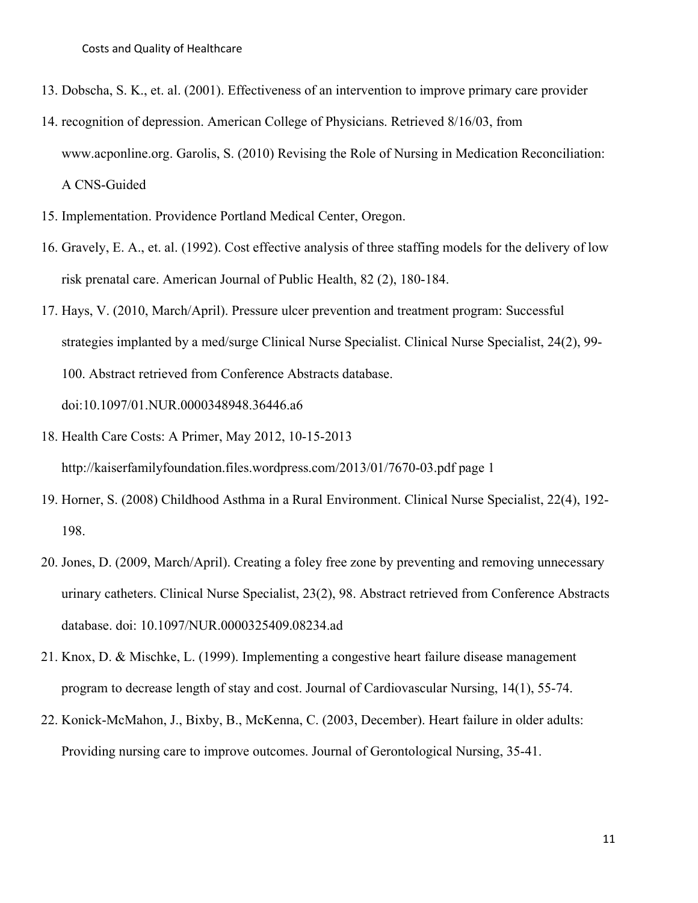13. Dobscha, S. K., et. al. (2001). Effectiveness of an intervention to improve primary care provider
14. recognition of depression. American College of Physicians. Retrieved 8/16/03, from www.acponline.org. Garolis, S. (2010) Revising the Role of Nursing in Medication Reconciliation: A CNS-Guided
15. Implementation. Providence Portland Medical Center, Oregon.
16. Gravely, E. A., et. al. (1992). Cost effective analysis of three staffing models for the delivery of low risk prenatal care. American Journal of Public Health, 82 (2), 180-184.
17. Hays, V. (2010, March/April). Pressure ulcer prevention and treatment program: Successful strategies implanted by a med/surge Clinical Nurse Specialist. Clinical Nurse Specialist, 24(2), 99-100. Abstract retrieved from Conference Abstracts database. doi:10.1097/01.NUR.0000348948.36446.a6
18. Health Care Costs: A Primer, May 2012, 10-15-2013 http://kaiserfamilyfoundation.files.wordpress.com/2013/01/7670-03.pdf page 1
19. Horner, S. (2008) Childhood Asthma in a Rural Environment. Clinical Nurse Specialist, 22(4), 192-198.
20. Jones, D. (2009, March/April). Creating a foley free zone by preventing and removing unnecessary urinary catheters. Clinical Nurse Specialist, 23(2), 98. Abstract retrieved from Conference Abstracts database. doi: 10.1097/NUR.0000325409.08234.ad
21. Knox, D. & Mischke, L. (1999). Implementing a congestive heart failure disease management program to decrease length of stay and cost. Journal of Cardiovascular Nursing, 14(1), 55-74.
22. Konick-McMahon, J., Bixby, B., McKenna, C. (2003, December). Heart failure in older adults: Providing nursing care to improve outcomes. Journal of Gerontological Nursing, 35-41.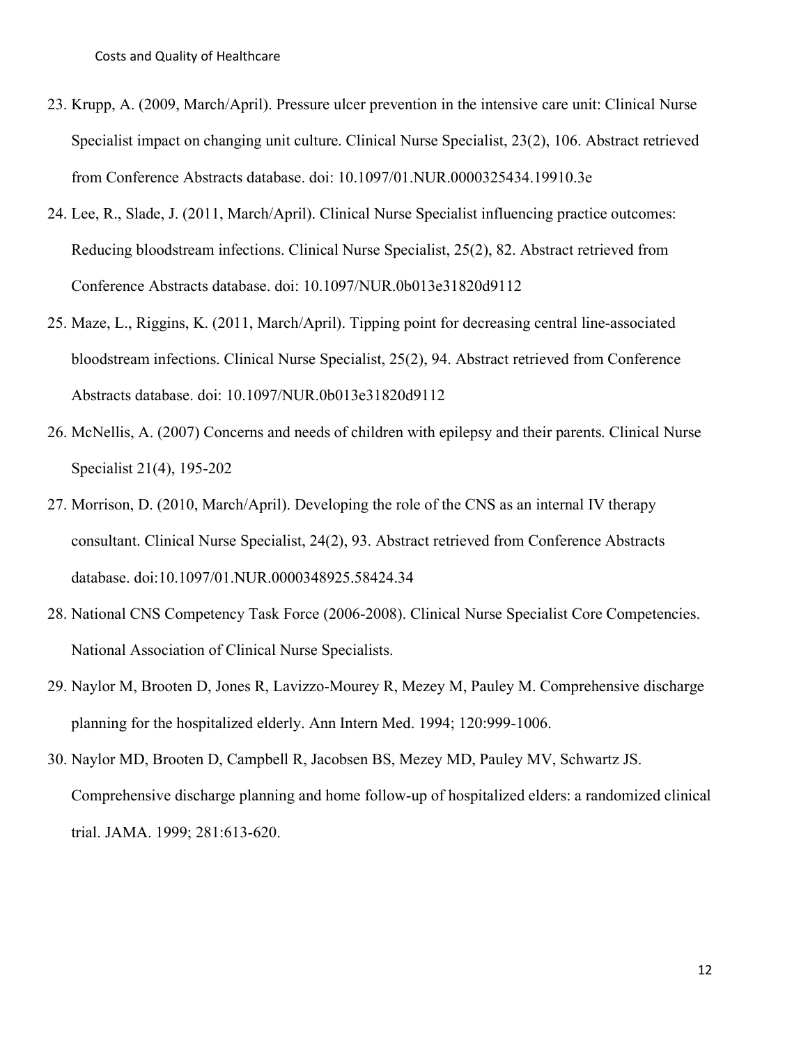23. Krupp, A. (2009, March/April). Pressure ulcer prevention in the intensive care unit: Clinical Nurse Specialist impact on changing unit culture. Clinical Nurse Specialist, 23(2), 106. Abstract retrieved from Conference Abstracts database. doi: 10.1097/01.NUR.0000325434.19910.3e
24. Lee, R., Slade, J. (2011, March/April). Clinical Nurse Specialist influencing practice outcomes: Reducing bloodstream infections. Clinical Nurse Specialist, 25(2), 82. Abstract retrieved from Conference Abstracts database. doi: 10.1097/NUR.0b013e31820d9112
25. Maze, L., Riggins, K. (2011, March/April). Tipping point for decreasing central line-associated bloodstream infections. Clinical Nurse Specialist, 25(2), 94. Abstract retrieved from Conference Abstracts database. doi: 10.1097/NUR.0b013e31820d9112
26. McNellis, A. (2007) Concerns and needs of children with epilepsy and their parents. Clinical Nurse Specialist 21(4), 195-202
27. Morrison, D. (2010, March/April). Developing the role of the CNS as an internal IV therapy consultant. Clinical Nurse Specialist, 24(2), 93. Abstract retrieved from Conference Abstracts database. doi:10.1097/01.NUR.0000348925.58424.34
28. National CNS Competency Task Force (2006-2008). Clinical Nurse Specialist Core Competencies. National Association of Clinical Nurse Specialists.
29. Naylor M, Brooten D, Jones R, Lavizzo-Mourey R, Mezey M, Pauley M. Comprehensive discharge planning for the hospitalized elderly. Ann Intern Med. 1994; 120:999-1006.
30. Naylor MD, Brooten D, Campbell R, Jacobsen BS, Mezey MD, Pauley MV, Schwartz JS. Comprehensive discharge planning and home follow-up of hospitalized elders: a randomized clinical trial. JAMA. 1999; 281:613-620.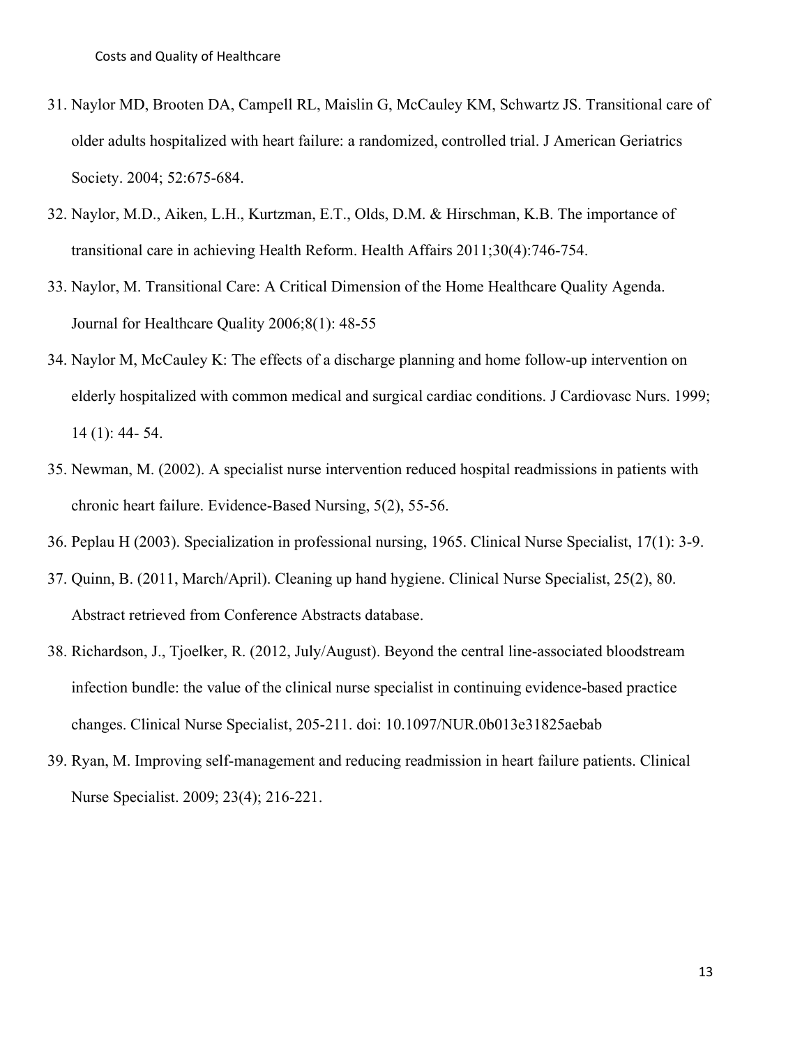31. Naylor MD, Brooten DA, Campell RL, Maislin G, McCauley KM, Schwartz JS. Transitional care of older adults hospitalized with heart failure: a randomized, controlled trial. J American Geriatrics Society. 2004; 52:675-684.
32. Naylor, M.D., Aiken, L.H., Kurtzman, E.T., Olds, D.M. & Hirschman, K.B. The importance of transitional care in achieving Health Reform. Health Affairs 2011;30(4):746-754.
33. Naylor, M. Transitional Care: A Critical Dimension of the Home Healthcare Quality Agenda. Journal for Healthcare Quality 2006;8(1): 48-55
34. Naylor M, McCauley K: The effects of a discharge planning and home follow-up intervention on elderly hospitalized with common medical and surgical cardiac conditions. J Cardiovasc Nurs. 1999; 14 (1): 44- 54.
35. Newman, M. (2002). A specialist nurse intervention reduced hospital readmissions in patients with chronic heart failure. Evidence-Based Nursing, 5(2), 55-56.
36. Peplau H (2003). Specialization in professional nursing, 1965. Clinical Nurse Specialist, 17(1): 3-9.
37. Quinn, B. (2011, March/April). Cleaning up hand hygiene. Clinical Nurse Specialist, 25(2), 80. Abstract retrieved from Conference Abstracts database.
38. Richardson, J., Tjoelker, R. (2012, July/August). Beyond the central line-associated bloodstream infection bundle: the value of the clinical nurse specialist in continuing evidence-based practice changes. Clinical Nurse Specialist, 205-211. doi: 10.1097/NUR.0b013e31825aebab
39. Ryan, M. Improving self-management and reducing readmission in heart failure patients. Clinical Nurse Specialist. 2009; 23(4); 216-221.